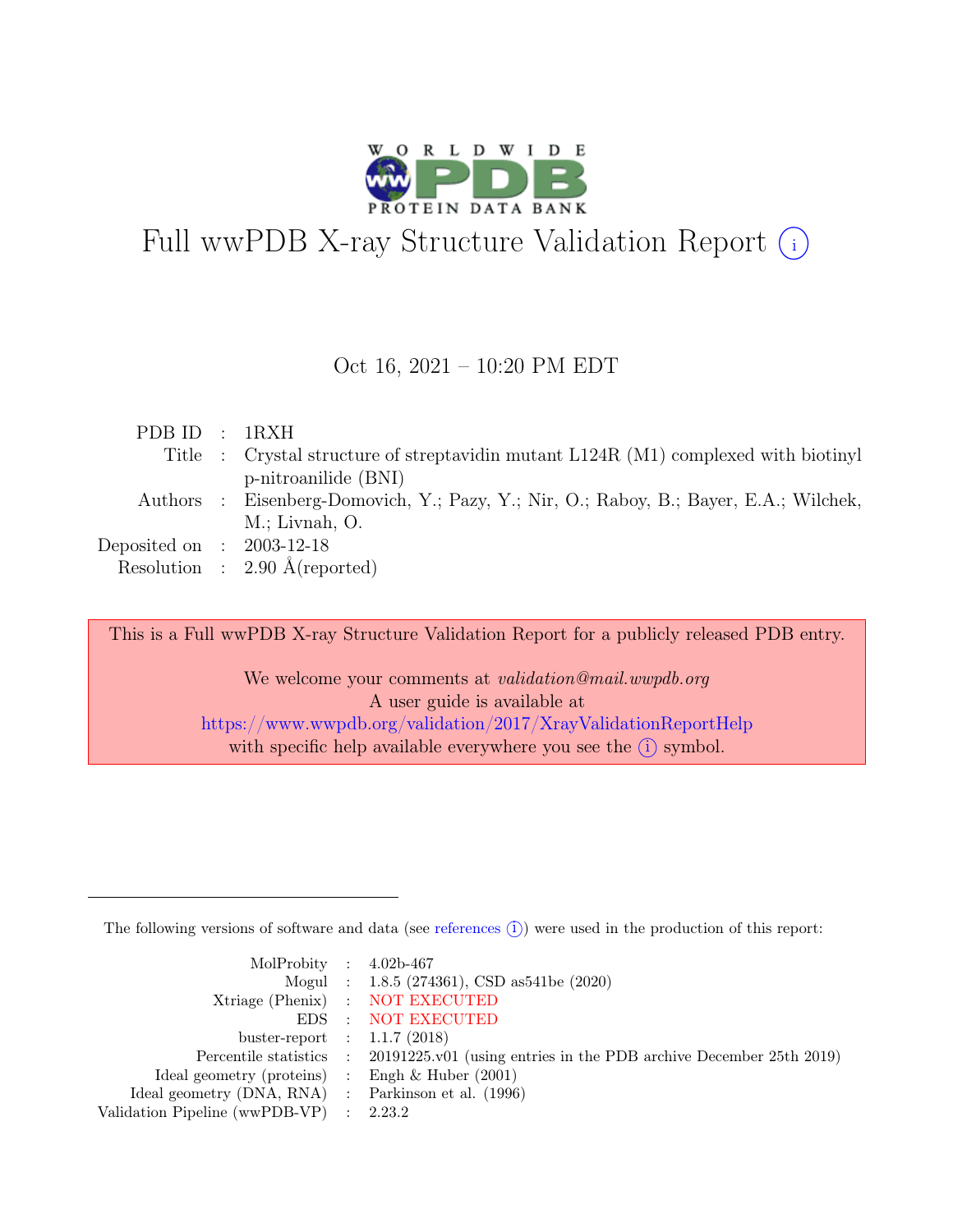# Full wwPDB X-ray Structure Validation Report (i)

Oct 16, 2021 – 10:20 PM EDT

| | | |
|---|---|---|
| PDB ID | : | 1RXH |
| Title | : | Crystal structure of streptavidin mutant L124R (M1) complexed with biotinyl p-nitroanilide (BNI) |
| Authors | : | Eisenberg-Domovich, Y.; Pazy, Y.; Nir, O.; Raboy, B.; Bayer, E.A.; Wilchek, M.; Livnah, O. |
| Deposited on | : | 2003-12-18 |
| Resolution | : | 2.90 Å(reported) |

This is a Full wwPDB X-ray Structure Validation Report for a publicly released PDB entry.

We welcome your comments at *validation@mail.wwpdb.org*
A user guide is available at
https://www.wwpdb.org/validation/2017/XrayValidationReportHelp
with specific help available everywhere you see the (i) symbol.

The following versions of software and data (see references (i)) were used in the production of this report:

| | | |
|---|---|---|
| MolProbity | : | 4.02b-467 |
| Mogul | : | 1.8.5 (274361), CSD as541be (2020) |
| Xtriage (Phenix) | : | NOT EXECUTED |
| EDS | : | NOT EXECUTED |
| buster-report | : | 1.1.7 (2018) |
| Percentile statistics | : | 20191225.v01 (using entries in the PDB archive December 25th 2019) |
| Ideal geometry (proteins) | : | Engh & Huber (2001) |
| Ideal geometry (DNA, RNA) | : | Parkinson et al. (1996) |
| Validation Pipeline (wwPDB-VP) | : | 2.23.2 |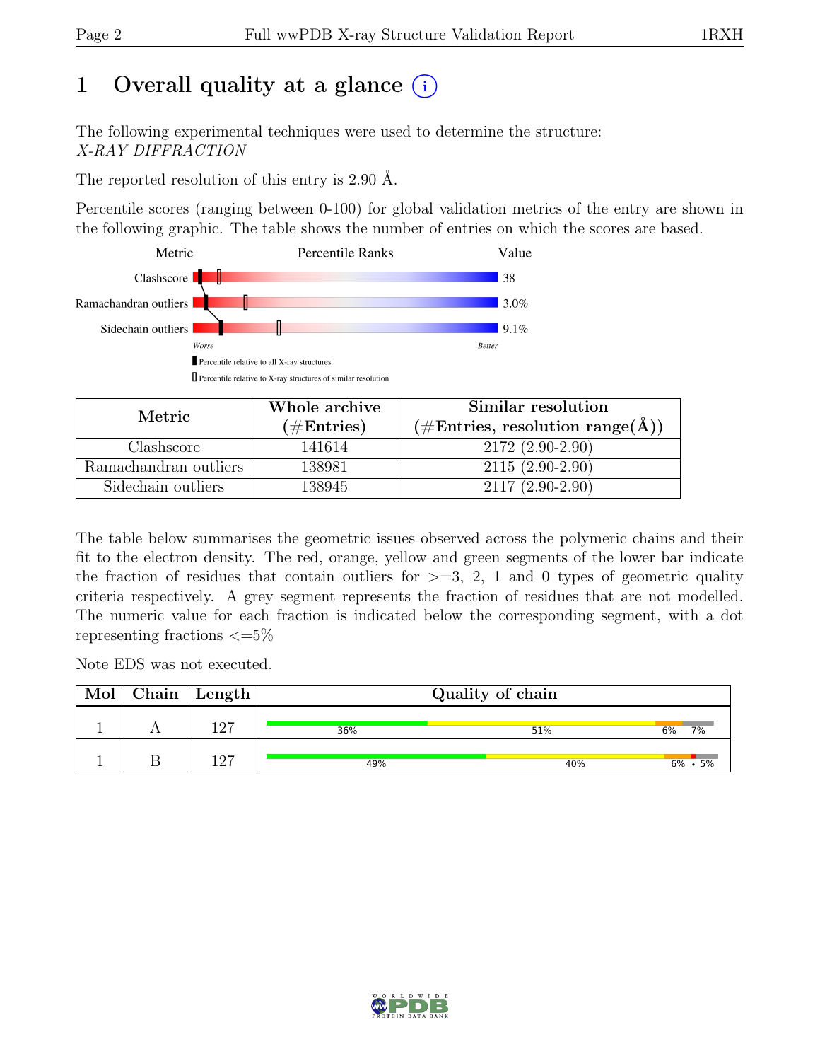# 1 Overall quality at a glance (i)

The following experimental techniques were used to determine the structure:
*X-RAY DIFFRACTION*

The reported resolution of this entry is 2.90 Å.

Percentile scores (ranging between 0-100) for global validation metrics of the entry are shown in the following graphic. The table shows the number of entries on which the scores are based.

| Metric | Value |
|---|---|
| Clashscore | 38 |
| Ramachandran outliers | 3.0% |
| Sidechain outliers | 9.1% |

| Metric | Whole archive (#Entries) | Similar resolution (#Entries, resolution range(Å)) |
|---|---|---|
| Clashscore | 141614 | 2172 (2.90-2.90) |
| Ramachandran outliers | 138981 | 2115 (2.90-2.90) |
| Sidechain outliers | 138945 | 2117 (2.90-2.90) |

The table below summarises the geometric issues observed across the polymeric chains and their fit to the electron density. The red, orange, yellow and green segments of the lower bar indicate the fraction of residues that contain outliers for >=3, 2, 1 and 0 types of geometric quality criteria respectively. A grey segment represents the fraction of residues that are not modelled. The numeric value for each fraction is indicated below the corresponding segment, with a dot representing fractions <=5%

Note EDS was not executed.

| Mol | Chain | Length | Quality of chain |
|---|---|---|---|
| 1 | A | 127 | 36% 51% 6% 7% |
| 1 | B | 127 | 49% 40% 6% • 5% |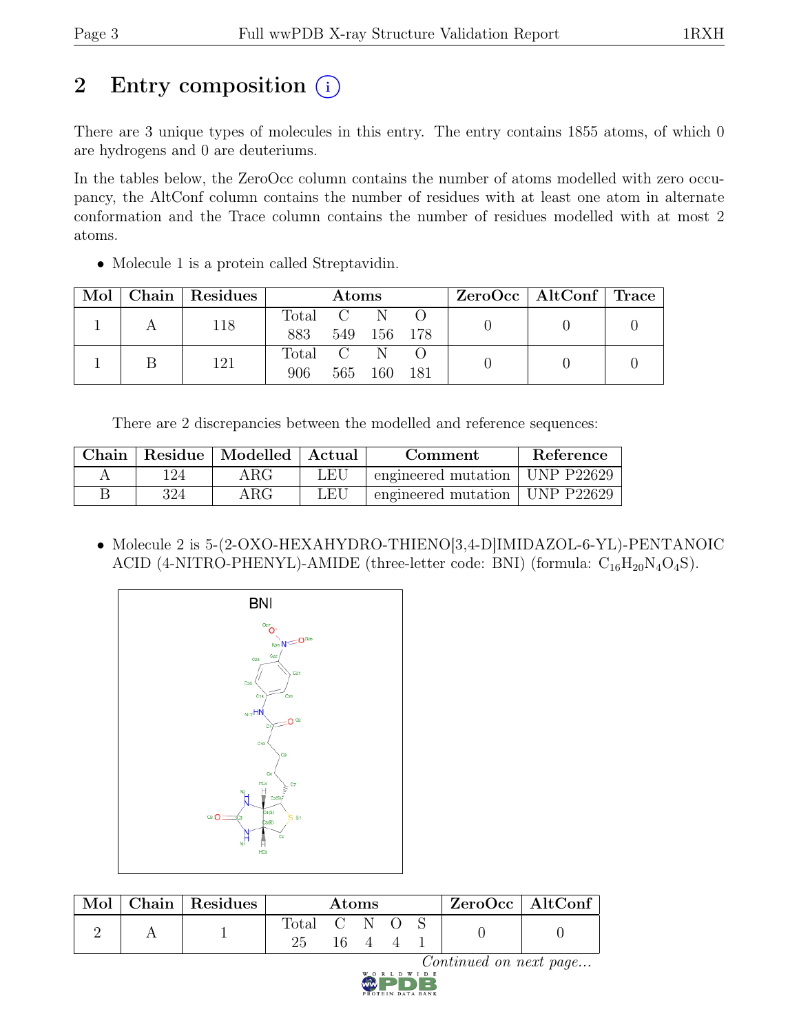# 2 Entry composition

There are 3 unique types of molecules in this entry. The entry contains 1855 atoms, of which 0 are hydrogens and 0 are deuteriums.

In the tables below, the ZeroOcc column contains the number of atoms modelled with zero occupancy, the AltConf column contains the number of residues with at least one atom in alternate conformation and the Trace column contains the number of residues modelled with at most 2 atoms.

- Molecule 1 is a protein called Streptavidin.

| Mol | Chain | Residues | Atoms | | | | ZeroOcc | AltConf | Trace |
|---|---|---|---|---|---|---|---|---|---|
| 1 | A | 118 | Total 883 | C 549 | N 156 | O 178 | 0 | 0 | 0 |
| 1 | B | 121 | Total 906 | C 565 | N 160 | O 181 | 0 | 0 | 0 |

There are 2 discrepancies between the modelled and reference sequences:

| Chain | Residue | Modelled | Actual | Comment | Reference |
|---|---|---|---|---|---|
| A | 124 | ARG | LEU | engineered mutation | UNP P22629 |
| B | 324 | ARG | LEU | engineered mutation | UNP P22629 |

- Molecule 2 is 5-(2-OXO-HEXAHYDRO-THIENO[3,4-D]IMIDAZOL-6-YL)-PENTANOIC ACID (4-NITRO-PHENYL)-AMIDE (three-letter code: BNI) (formula: $C_{16}H_{20}N_4O_4S$).

| Mol | Chain | Residues | Atoms | | | | | ZeroOcc | AltConf |
|---|---|---|---|---|---|---|---|---|---|
| 2 | A | 1 | Total 25 | C 16 | N 4 | O 4 | S 1 | 0 | 0 |

*Continued on next page...*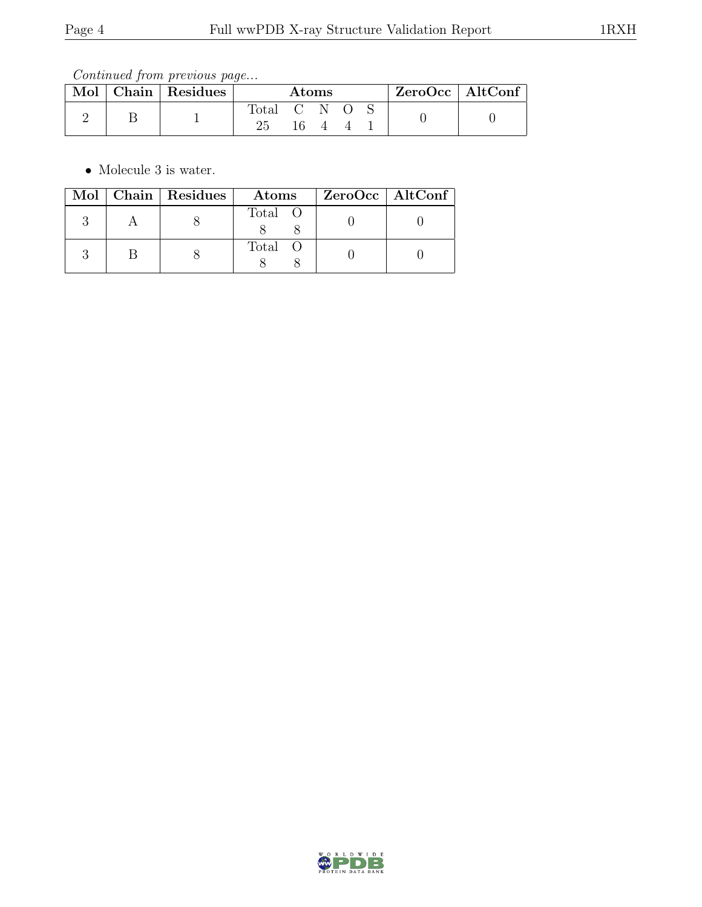*Continued from previous page...*

| Mol | Chain | Residues | Atoms | | | | | ZeroOcc | AltConf |
|---|---|---|---|---|---|---|---|---|---|
| 2 | B | 1 | Total | C | N | O | S | 0 | 0 |
| | | | 25 | 16 | 4 | 4 | 1 | | |

- Molecule 3 is water.

| Mol | Chain | Residues | Atoms | | ZeroOcc | AltConf |
|---|---|---|---|---|---|---|
| 3 | A | 8 | Total | O | 0 | 0 |
| | | | 8 | 8 | | |
| 3 | B | 8 | Total | O | 0 | 0 |
| | | | 8 | 8 | | |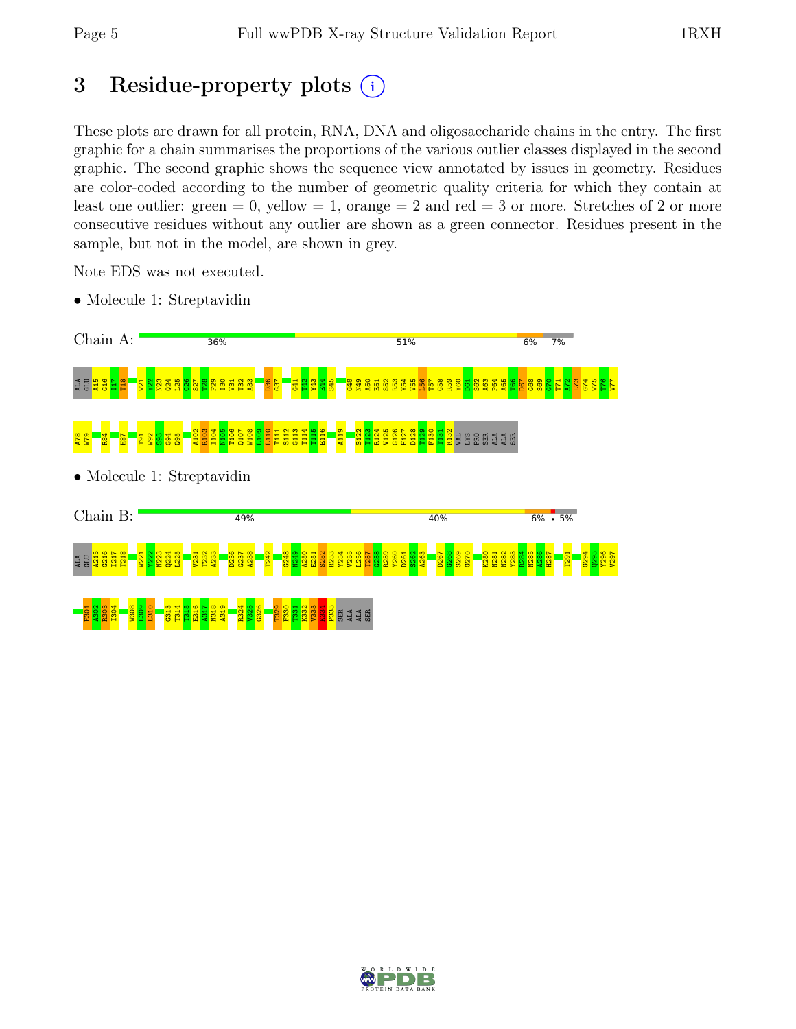# 3 Residue-property plots (i)

These plots are drawn for all protein, RNA, DNA and oligosaccharide chains in the entry. The first graphic for a chain summarises the proportions of the various outlier classes displayed in the second graphic. The second graphic shows the sequence view annotated by issues in geometry. Residues are color-coded according to the number of geometric quality criteria for which they contain at least one outlier: green = 0, yellow = 1, orange = 2 and red = 3 or more. Stretches of 2 or more consecutive residues without any outlier are shown as a green connector. Residues present in the sample, but not in the model, are shown in grey.

Note EDS was not executed.

- Molecule 1: Streptavidin

Chain A: 36% | 51% | 6% | 7%

ALA GLU A15 G16 I17 T18 W21 Y22 N23 Q24 L25 G26 S27 T28 F29 I30 V31 T32 A33 D36 G37 G41 T42 Y43 E44 S45 G48 N49 A50 E51 S52 R53 Y54 V55 L56 T57 G58 R59 Y60 D61 S62 A63 P64 A65 T66 D67 G68 S69 G70 T71 A72 L73 G74 W75 T76 V77 A78 W79 R84 H87 T91 W92 S93 G94 Q95 A102 R103 I104 N105 T106 Q107 W108 L109 L110 T111 S112 G113 T114 T115 E116 A119 S122 T123 R124 V125 G126 H127 D128 T129 F130 T131 K132 VAL LYS PRO SER ALA ALA SER

- Molecule 1: Streptavidin

Chain B: 49% | 40% | 6% | • | 5%

ALA GLU A215 G216 I217 T218 W221 Y222 N223 Q224 L225 V231 T232 A233 D236 G237 A238 T242 G248 N249 A250 E251 S252 R253 Y254 V255 L256 T257 G258 R259 Y260 D261 S262 A263 D267 G268 S269 G270 K280 N281 N282 Y283 R284 N285 A286 H287 T291 G294 Q295 Y296 V297 E301 A302 R303 I304 W308 L309 L310 G313 T314 T315 E316 A317 N318 A319 R324 V325 G326 T329 F330 T331 K332 V333 K334 P335 SER ALA ALA SER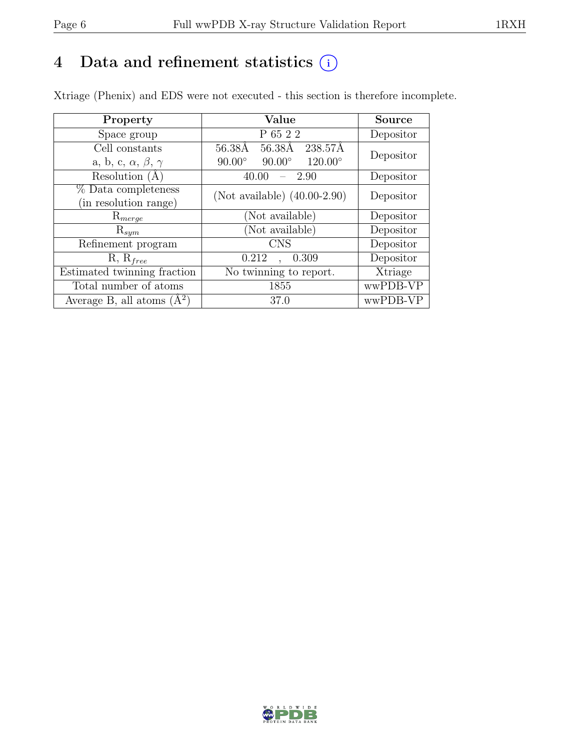# 4 Data and refinement statistics (i)

Xtriage (Phenix) and EDS were not executed - this section is therefore incomplete.

| Property | Value | Source |
|---|---|---|
| Space group | P 65 2 2 | Depositor |
| Cell constants<br>a, b, c, $\alpha$, $\beta$, $\gamma$ | 56.38Å 56.38Å 238.57Å<br>90.00° 90.00° 120.00° | Depositor |
| Resolution (Å) | 40.00 – 2.90 | Depositor |
| % Data completeness<br>(in resolution range) | (Not available) (40.00-2.90) | Depositor |
| $R_{merge}$ | (Not available) | Depositor |
| $R_{sym}$ | (Not available) | Depositor |
| Refinement program | CNS | Depositor |
| R, $R_{free}$ | 0.212 , 0.309 | Depositor |
| Estimated twinning fraction | No twinning to report. | Xtriage |
| Total number of atoms | 1855 | wwPDB-VP |
| Average B, all atoms (Å$^2$) | 37.0 | wwPDB-VP |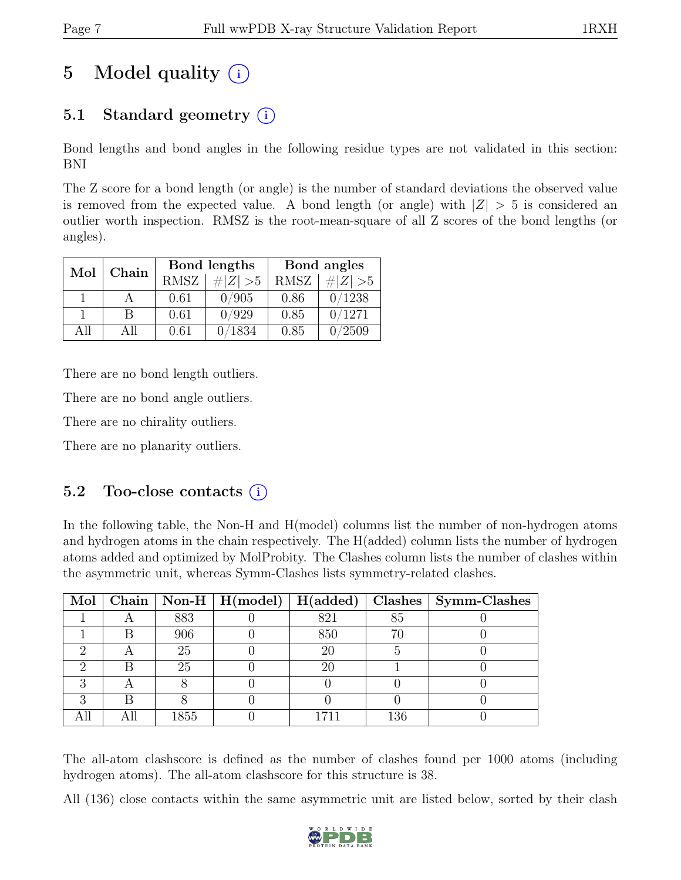# 5 Model quality (i)

## 5.1 Standard geometry (i)

Bond lengths and bond angles in the following residue types are not validated in this section: BNI

The Z score for a bond length (or angle) is the number of standard deviations the observed value is removed from the expected value. A bond length (or angle) with $|Z| > 5$ is considered an outlier worth inspection. RMSZ is the root-mean-square of all Z scores of the bond lengths (or angles).

| Mol | Chain | Bond lengths | | Bond angles | |
|---|---|---|---|---|---|
| | | RMSZ | $\#\|Z\| > 5$ | RMSZ | $\#\|Z\| > 5$ |
| 1 | A | 0.61 | 0/905 | 0.86 | 0/1238 |
| 1 | B | 0.61 | 0/929 | 0.85 | 0/1271 |
| All | All | 0.61 | 0/1834 | 0.85 | 0/2509 |

There are no bond length outliers.

There are no bond angle outliers.

There are no chirality outliers.

There are no planarity outliers.

## 5.2 Too-close contacts (i)

In the following table, the Non-H and H(model) columns list the number of non-hydrogen atoms and hydrogen atoms in the chain respectively. The H(added) column lists the number of hydrogen atoms added and optimized by MolProbity. The Clashes column lists the number of clashes within the asymmetric unit, whereas Symm-Clashes lists symmetry-related clashes.

| Mol | Chain | Non-H | H(model) | H(added) | Clashes | Symm-Clashes |
|---|---|---|---|---|---|---|
| 1 | A | 883 | 0 | 821 | 85 | 0 |
| 1 | B | 906 | 0 | 850 | 70 | 0 |
| 2 | A | 25 | 0 | 20 | 5 | 0 |
| 2 | B | 25 | 0 | 20 | 1 | 0 |
| 3 | A | 8 | 0 | 0 | 0 | 0 |
| 3 | B | 8 | 0 | 0 | 0 | 0 |
| All | All | 1855 | 0 | 1711 | 136 | 0 |

The all-atom clashscore is defined as the number of clashes found per 1000 atoms (including hydrogen atoms). The all-atom clashscore for this structure is 38.

All (136) close contacts within the same asymmetric unit are listed below, sorted by their clash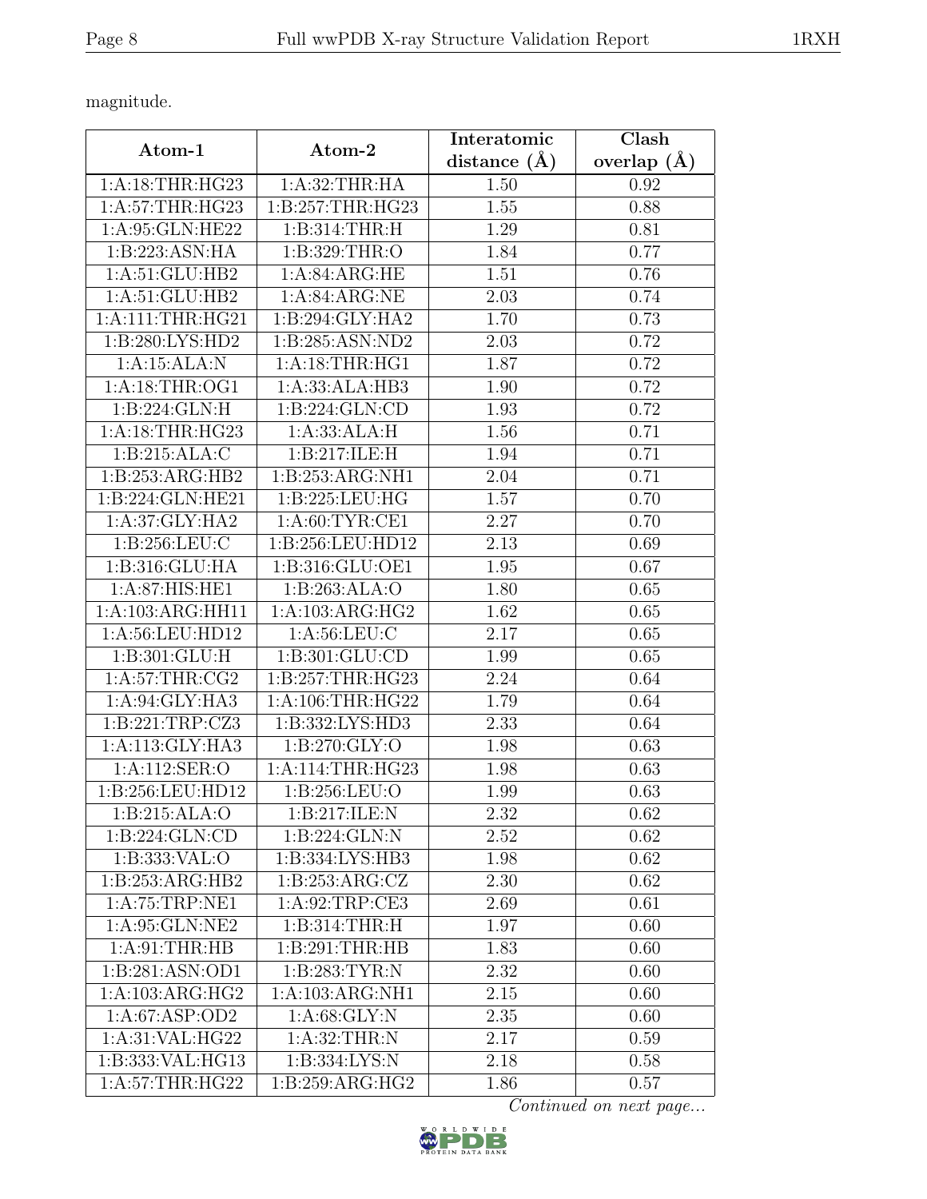magnitude.

| Atom-1 | Atom-2 | Interatomic distance (Å) | Clash overlap (Å) |
| --- | --- | --- | --- |
| 1:A:18:THR:HG23 | 1:A:32:THR:HA | 1.50 | 0.92 |
| 1:A:57:THR:HG23 | 1:B:257:THR:HG23 | 1.55 | 0.88 |
| 1:A:95:GLN:HE22 | 1:B:314:THR:H | 1.29 | 0.81 |
| 1:B:223:ASN:HA | 1:B:329:THR:O | 1.84 | 0.77 |
| 1:A:51:GLU:HB2 | 1:A:84:ARG:HE | 1.51 | 0.76 |
| 1:A:51:GLU:HB2 | 1:A:84:ARG:NE | 2.03 | 0.74 |
| 1:A:111:THR:HG21 | 1:B:294:GLY:HA2 | 1.70 | 0.73 |
| 1:B:280:LYS:HD2 | 1:B:285:ASN:ND2 | 2.03 | 0.72 |
| 1:A:15:ALA:N | 1:A:18:THR:HG1 | 1.87 | 0.72 |
| 1:A:18:THR:OG1 | 1:A:33:ALA:HB3 | 1.90 | 0.72 |
| 1:B:224:GLN:H | 1:B:224:GLN:CD | 1.93 | 0.72 |
| 1:A:18:THR:HG23 | 1:A:33:ALA:H | 1.56 | 0.71 |
| 1:B:215:ALA:C | 1:B:217:ILE:H | 1.94 | 0.71 |
| 1:B:253:ARG:HB2 | 1:B:253:ARG:NH1 | 2.04 | 0.71 |
| 1:B:224:GLN:HE21 | 1:B:225:LEU:HG | 1.57 | 0.70 |
| 1:A:37:GLY:HA2 | 1:A:60:TYR:CE1 | 2.27 | 0.70 |
| 1:B:256:LEU:C | 1:B:256:LEU:HD12 | 2.13 | 0.69 |
| 1:B:316:GLU:HA | 1:B:316:GLU:OE1 | 1.95 | 0.67 |
| 1:A:87:HIS:HE1 | 1:B:263:ALA:O | 1.80 | 0.65 |
| 1:A:103:ARG:HH11 | 1:A:103:ARG:HG2 | 1.62 | 0.65 |
| 1:A:56:LEU:HD12 | 1:A:56:LEU:C | 2.17 | 0.65 |
| 1:B:301:GLU:H | 1:B:301:GLU:CD | 1.99 | 0.65 |
| 1:A:57:THR:CG2 | 1:B:257:THR:HG23 | 2.24 | 0.64 |
| 1:A:94:GLY:HA3 | 1:A:106:THR:HG22 | 1.79 | 0.64 |
| 1:B:221:TRP:CZ3 | 1:B:332:LYS:HD3 | 2.33 | 0.64 |
| 1:A:113:GLY:HA3 | 1:B:270:GLY:O | 1.98 | 0.63 |
| 1:A:112:SER:O | 1:A:114:THR:HG23 | 1.98 | 0.63 |
| 1:B:256:LEU:HD12 | 1:B:256:LEU:O | 1.99 | 0.63 |
| 1:B:215:ALA:O | 1:B:217:ILE:N | 2.32 | 0.62 |
| 1:B:224:GLN:CD | 1:B:224:GLN:N | 2.52 | 0.62 |
| 1:B:333:VAL:O | 1:B:334:LYS:HB3 | 1.98 | 0.62 |
| 1:B:253:ARG:HB2 | 1:B:253:ARG:CZ | 2.30 | 0.62 |
| 1:A:75:TRP:NE1 | 1:A:92:TRP:CE3 | 2.69 | 0.61 |
| 1:A:95:GLN:NE2 | 1:B:314:THR:H | 1.97 | 0.60 |
| 1:A:91:THR:HB | 1:B:291:THR:HB | 1.83 | 0.60 |
| 1:B:281:ASN:OD1 | 1:B:283:TYR:N | 2.32 | 0.60 |
| 1:A:103:ARG:HG2 | 1:A:103:ARG:NH1 | 2.15 | 0.60 |
| 1:A:67:ASP:OD2 | 1:A:68:GLY:N | 2.35 | 0.60 |
| 1:A:31:VAL:HG22 | 1:A:32:THR:N | 2.17 | 0.59 |
| 1:B:333:VAL:HG13 | 1:B:334:LYS:N | 2.18 | 0.58 |
| 1:A:57:THR:HG22 | 1:B:259:ARG:HG2 | 1.86 | 0.57 |

*Continued on next page...*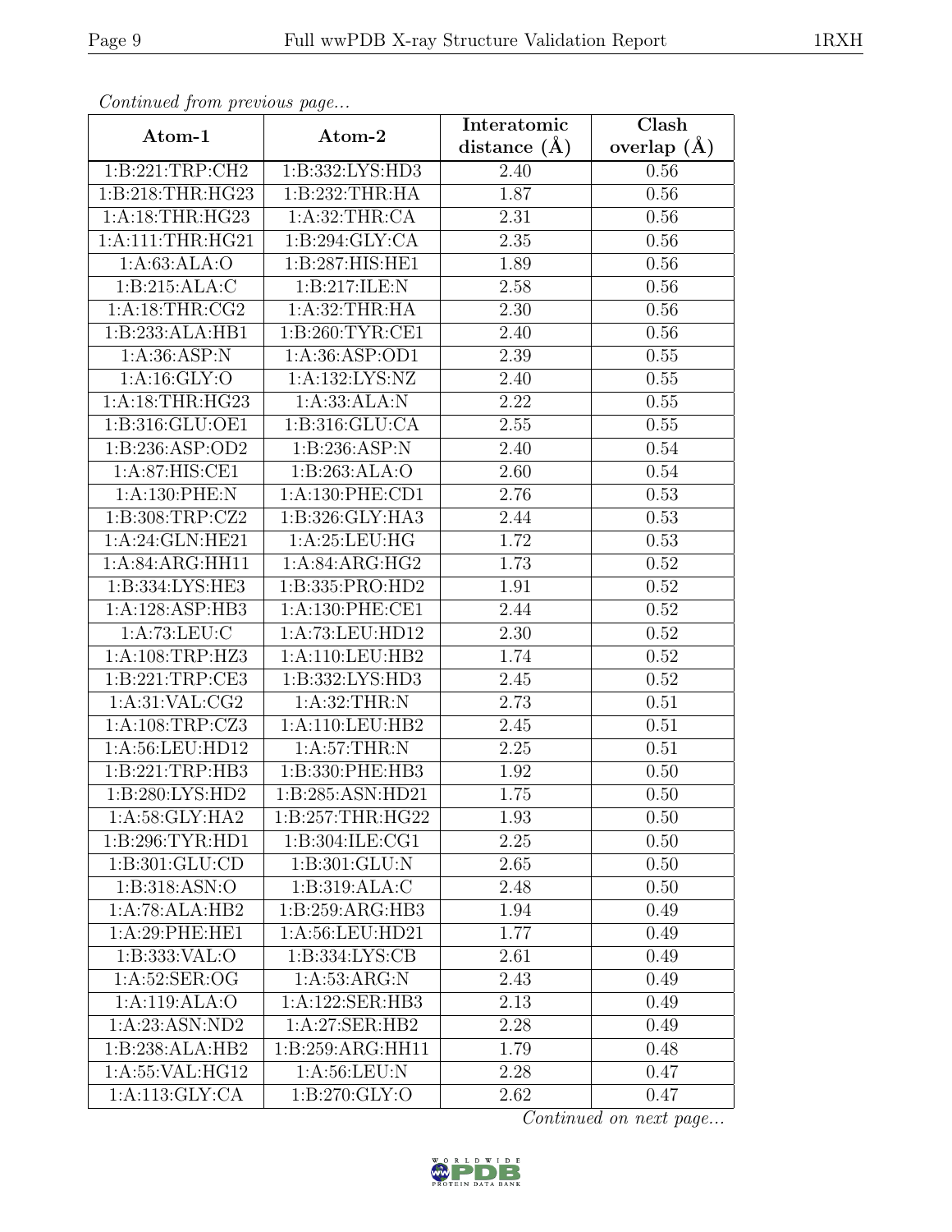*Continued from previous page...*

| Atom-1 | Atom-2 | Interatomic distance (Å) | Clash overlap (Å) |
| --- | --- | --- | --- |
| 1:B:221:TRP:CH2 | 1:B:332:LYS:HD3 | 2.40 | 0.56 |
| 1:B:218:THR:HG23 | 1:B:232:THR:HA | 1.87 | 0.56 |
| 1:A:18:THR:HG23 | 1:A:32:THR:CA | 2.31 | 0.56 |
| 1:A:111:THR:HG21 | 1:B:294:GLY:CA | 2.35 | 0.56 |
| 1:A:63:ALA:O | 1:B:287:HIS:HE1 | 1.89 | 0.56 |
| 1:B:215:ALA:C | 1:B:217:ILE:N | 2.58 | 0.56 |
| 1:A:18:THR:CG2 | 1:A:32:THR:HA | 2.30 | 0.56 |
| 1:B:233:ALA:HB1 | 1:B:260:TYR:CE1 | 2.40 | 0.56 |
| 1:A:36:ASP:N | 1:A:36:ASP:OD1 | 2.39 | 0.55 |
| 1:A:16:GLY:O | 1:A:132:LYS:NZ | 2.40 | 0.55 |
| 1:A:18:THR:HG23 | 1:A:33:ALA:N | 2.22 | 0.55 |
| 1:B:316:GLU:OE1 | 1:B:316:GLU:CA | 2.55 | 0.55 |
| 1:B:236:ASP:OD2 | 1:B:236:ASP:N | 2.40 | 0.54 |
| 1:A:87:HIS:CE1 | 1:B:263:ALA:O | 2.60 | 0.54 |
| 1:A:130:PHE:N | 1:A:130:PHE:CD1 | 2.76 | 0.53 |
| 1:B:308:TRP:CZ2 | 1:B:326:GLY:HA3 | 2.44 | 0.53 |
| 1:A:24:GLN:HE21 | 1:A:25:LEU:HG | 1.72 | 0.53 |
| 1:A:84:ARG:HH11 | 1:A:84:ARG:HG2 | 1.73 | 0.52 |
| 1:B:334:LYS:HE3 | 1:B:335:PRO:HD2 | 1.91 | 0.52 |
| 1:A:128:ASP:HB3 | 1:A:130:PHE:CE1 | 2.44 | 0.52 |
| 1:A:73:LEU:C | 1:A:73:LEU:HD12 | 2.30 | 0.52 |
| 1:A:108:TRP:HZ3 | 1:A:110:LEU:HB2 | 1.74 | 0.52 |
| 1:B:221:TRP:CE3 | 1:B:332:LYS:HD3 | 2.45 | 0.52 |
| 1:A:31:VAL:CG2 | 1:A:32:THR:N | 2.73 | 0.51 |
| 1:A:108:TRP:CZ3 | 1:A:110:LEU:HB2 | 2.45 | 0.51 |
| 1:A:56:LEU:HD12 | 1:A:57:THR:N | 2.25 | 0.51 |
| 1:B:221:TRP:HB3 | 1:B:330:PHE:HB3 | 1.92 | 0.50 |
| 1:B:280:LYS:HD2 | 1:B:285:ASN:HD21 | 1.75 | 0.50 |
| 1:A:58:GLY:HA2 | 1:B:257:THR:HG22 | 1.93 | 0.50 |
| 1:B:296:TYR:HD1 | 1:B:304:ILE:CG1 | 2.25 | 0.50 |
| 1:B:301:GLU:CD | 1:B:301:GLU:N | 2.65 | 0.50 |
| 1:B:318:ASN:O | 1:B:319:ALA:C | 2.48 | 0.50 |
| 1:A:78:ALA:HB2 | 1:B:259:ARG:HB3 | 1.94 | 0.49 |
| 1:A:29:PHE:HE1 | 1:A:56:LEU:HD21 | 1.77 | 0.49 |
| 1:B:333:VAL:O | 1:B:334:LYS:CB | 2.61 | 0.49 |
| 1:A:52:SER:OG | 1:A:53:ARG:N | 2.43 | 0.49 |
| 1:A:119:ALA:O | 1:A:122:SER:HB3 | 2.13 | 0.49 |
| 1:A:23:ASN:ND2 | 1:A:27:SER:HB2 | 2.28 | 0.49 |
| 1:B:238:ALA:HB2 | 1:B:259:ARG:HH11 | 1.79 | 0.48 |
| 1:A:55:VAL:HG12 | 1:A:56:LEU:N | 2.28 | 0.47 |
| 1:A:113:GLY:CA | 1:B:270:GLY:O | 2.62 | 0.47 |

*Continued on next page...*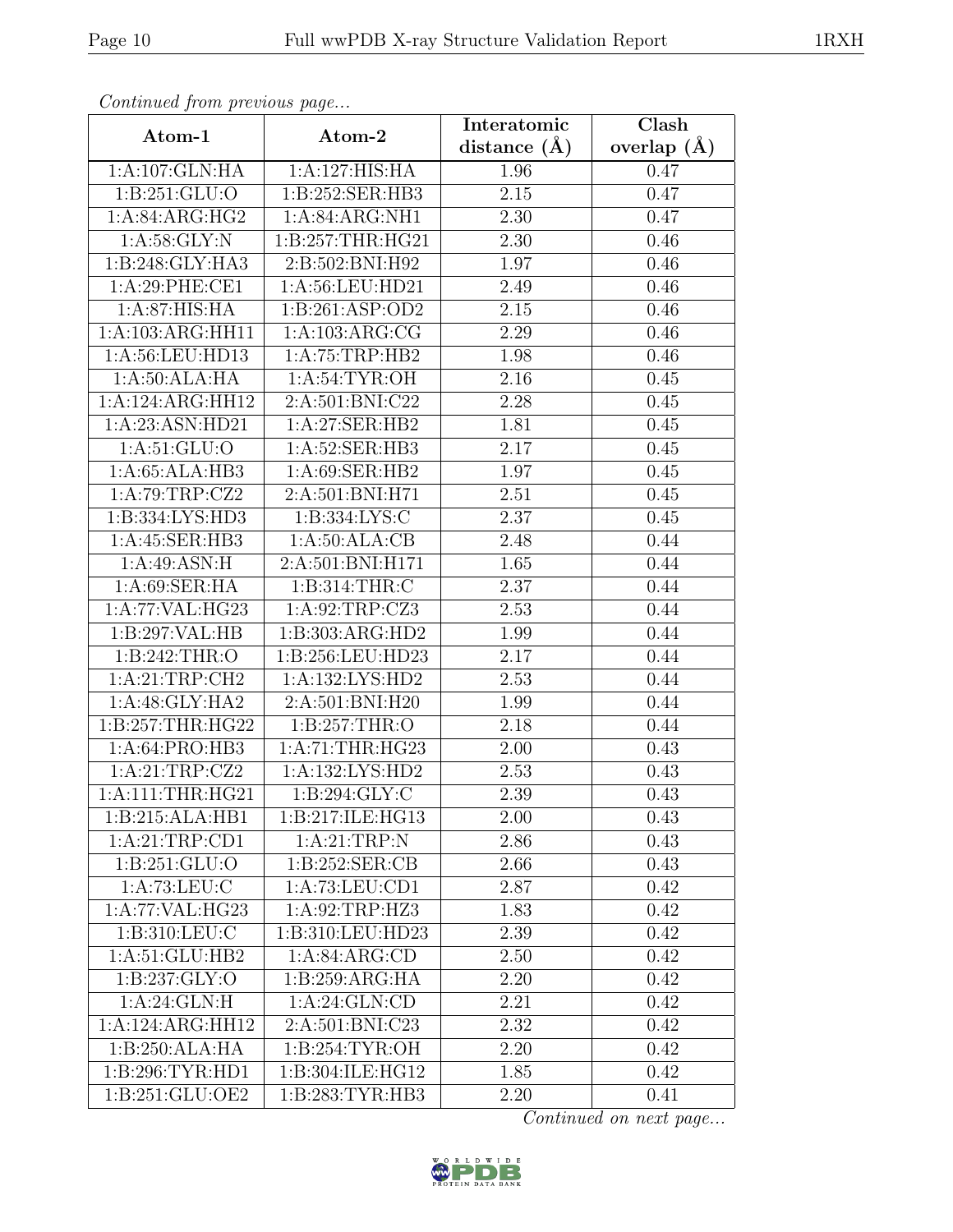*Continued from previous page...*

| Atom-1 | Atom-2 | Interatomic distance (Å) | Clash overlap (Å) |
|---|---|---|---|
| 1:A:107:GLN:HA | 1:A:127:HIS:HA | 1.96 | 0.47 |
| 1:B:251:GLU:O | 1:B:252:SER:HB3 | 2.15 | 0.47 |
| 1:A:84:ARG:HG2 | 1:A:84:ARG:NH1 | 2.30 | 0.47 |
| 1:A:58:GLY:N | 1:B:257:THR:HG21 | 2.30 | 0.46 |
| 1:B:248:GLY:HA3 | 2:B:502:BNI:H92 | 1.97 | 0.46 |
| 1:A:29:PHE:CE1 | 1:A:56:LEU:HD21 | 2.49 | 0.46 |
| 1:A:87:HIS:HA | 1:B:261:ASP:OD2 | 2.15 | 0.46 |
| 1:A:103:ARG:HH11 | 1:A:103:ARG:CG | 2.29 | 0.46 |
| 1:A:56:LEU:HD13 | 1:A:75:TRP:HB2 | 1.98 | 0.46 |
| 1:A:50:ALA:HA | 1:A:54:TYR:OH | 2.16 | 0.45 |
| 1:A:124:ARG:HH12 | 2:A:501:BNI:C22 | 2.28 | 0.45 |
| 1:A:23:ASN:HD21 | 1:A:27:SER:HB2 | 1.81 | 0.45 |
| 1:A:51:GLU:O | 1:A:52:SER:HB3 | 2.17 | 0.45 |
| 1:A:65:ALA:HB3 | 1:A:69:SER:HB2 | 1.97 | 0.45 |
| 1:A:79:TRP:CZ2 | 2:A:501:BNI:H71 | 2.51 | 0.45 |
| 1:B:334:LYS:HD3 | 1:B:334:LYS:C | 2.37 | 0.45 |
| 1:A:45:SER:HB3 | 1:A:50:ALA:CB | 2.48 | 0.44 |
| 1:A:49:ASN:H | 2:A:501:BNI:H171 | 1.65 | 0.44 |
| 1:A:69:SER:HA | 1:B:314:THR:C | 2.37 | 0.44 |
| 1:A:77:VAL:HG23 | 1:A:92:TRP:CZ3 | 2.53 | 0.44 |
| 1:B:297:VAL:HB | 1:B:303:ARG:HD2 | 1.99 | 0.44 |
| 1:B:242:THR:O | 1:B:256:LEU:HD23 | 2.17 | 0.44 |
| 1:A:21:TRP:CH2 | 1:A:132:LYS:HD2 | 2.53 | 0.44 |
| 1:A:48:GLY:HA2 | 2:A:501:BNI:H20 | 1.99 | 0.44 |
| 1:B:257:THR:HG22 | 1:B:257:THR:O | 2.18 | 0.44 |
| 1:A:64:PRO:HB3 | 1:A:71:THR:HG23 | 2.00 | 0.43 |
| 1:A:21:TRP:CZ2 | 1:A:132:LYS:HD2 | 2.53 | 0.43 |
| 1:A:111:THR:HG21 | 1:B:294:GLY:C | 2.39 | 0.43 |
| 1:B:215:ALA:HB1 | 1:B:217:ILE:HG13 | 2.00 | 0.43 |
| 1:A:21:TRP:CD1 | 1:A:21:TRP:N | 2.86 | 0.43 |
| 1:B:251:GLU:O | 1:B:252:SER:CB | 2.66 | 0.43 |
| 1:A:73:LEU:C | 1:A:73:LEU:CD1 | 2.87 | 0.42 |
| 1:A:77:VAL:HG23 | 1:A:92:TRP:HZ3 | 1.83 | 0.42 |
| 1:B:310:LEU:C | 1:B:310:LEU:HD23 | 2.39 | 0.42 |
| 1:A:51:GLU:HB2 | 1:A:84:ARG:CD | 2.50 | 0.42 |
| 1:B:237:GLY:O | 1:B:259:ARG:HA | 2.20 | 0.42 |
| 1:A:24:GLN:H | 1:A:24:GLN:CD | 2.21 | 0.42 |
| 1:A:124:ARG:HH12 | 2:A:501:BNI:C23 | 2.32 | 0.42 |
| 1:B:250:ALA:HA | 1:B:254:TYR:OH | 2.20 | 0.42 |
| 1:B:296:TYR:HD1 | 1:B:304:ILE:HG12 | 1.85 | 0.42 |
| 1:B:251:GLU:OE2 | 1:B:283:TYR:HB3 | 2.20 | 0.41 |

*Continued on next page...*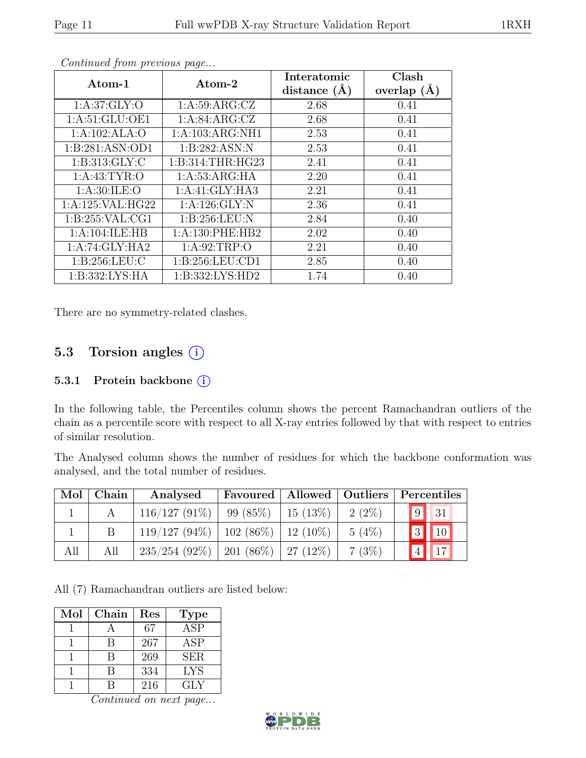*Continued from previous page...*

| Atom-1 | Atom-2 | Interatomic distance (Å) | Clash overlap (Å) |
|---|---|---|---|
| 1:A:37:GLY:O | 1:A:59:ARG:CZ | 2.68 | 0.41 |
| 1:A:51:GLU:OE1 | 1:A:84:ARG:CZ | 2.68 | 0.41 |
| 1:A:102:ALA:O | 1:A:103:ARG:NH1 | 2.53 | 0.41 |
| 1:B:281:ASN:OD1 | 1:B:282:ASN:N | 2.53 | 0.41 |
| 1:B:313:GLY:C | 1:B:314:THR:HG23 | 2.41 | 0.41 |
| 1:A:43:TYR:O | 1:A:53:ARG:HA | 2.20 | 0.41 |
| 1:A:30:ILE:O | 1:A:41:GLY:HA3 | 2.21 | 0.41 |
| 1:A:125:VAL:HG22 | 1:A:126:GLY:N | 2.36 | 0.41 |
| 1:B:255:VAL:CG1 | 1:B:256:LEU:N | 2.84 | 0.40 |
| 1:A:104:ILE:HB | 1:A:130:PHE:HB2 | 2.02 | 0.40 |
| 1:A:74:GLY:HA2 | 1:A:92:TRP:O | 2.21 | 0.40 |
| 1:B:256:LEU:C | 1:B:256:LEU:CD1 | 2.85 | 0.40 |
| 1:B:332:LYS:HA | 1:B:332:LYS:HD2 | 1.74 | 0.40 |

There are no symmetry-related clashes.

## 5.3 Torsion angles

### 5.3.1 Protein backbone

In the following table, the Percentiles column shows the percent Ramachandran outliers of the chain as a percentile score with respect to all X-ray entries followed by that with respect to entries of similar resolution.

The Analysed column shows the number of residues for which the backbone conformation was analysed, and the total number of residues.

| Mol | Chain | Analysed | Favoured | Allowed | Outliers | Percentiles | |
|---|---|---|---|---|---|---|---|
| 1 | A | 116/127 (91%) | 99 (85%) | 15 (13%) | 2 (2%) | 9 | 31 |
| 1 | B | 119/127 (94%) | 102 (86%) | 12 (10%) | 5 (4%) | 3 | 10 |
| All | All | 235/254 (92%) | 201 (86%) | 27 (12%) | 7 (3%) | 4 | 17 |

All (7) Ramachandran outliers are listed below:

| Mol | Chain | Res | Type |
|---|---|---|---|
| 1 | A | 67 | ASP |
| 1 | B | 267 | ASP |
| 1 | B | 269 | SER |
| 1 | B | 334 | LYS |
| 1 | B | 216 | GLY |

*Continued on next page...*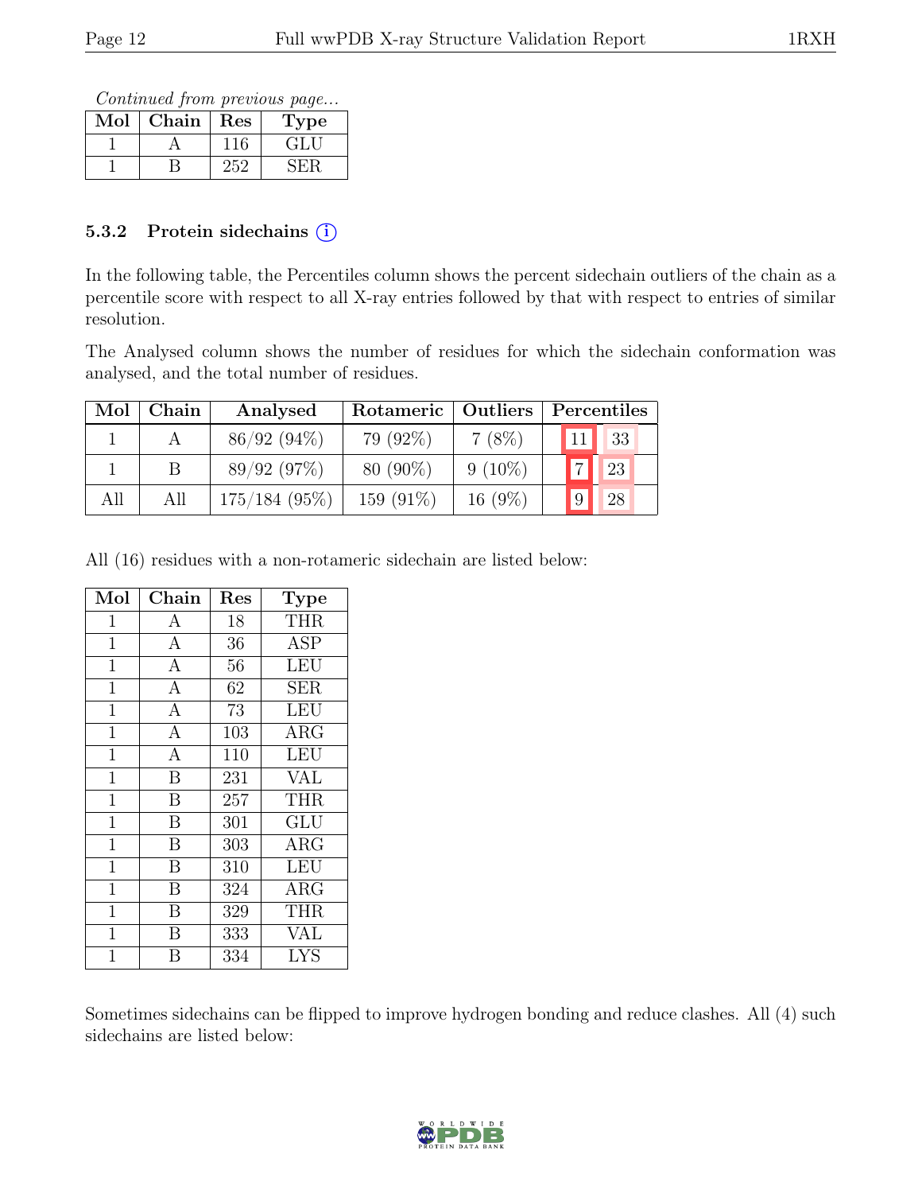*Continued from previous page...*

| Mol | Chain | Res | Type |
|---|---|---|---|
| 1 | A | 116 | GLU |
| 1 | B | 252 | SER |

### 5.3.2 Protein sidechains (i)

In the following table, the Percentiles column shows the percent sidechain outliers of the chain as a percentile score with respect to all X-ray entries followed by that with respect to entries of similar resolution.

The Analysed column shows the number of residues for which the sidechain conformation was analysed, and the total number of residues.

| Mol | Chain | Analysed | Rotameric | Outliers | Percentiles | |
|---|---|---|---|---|---|---|
| 1 | A | 86/92 (94%) | 79 (92%) | 7 (8%) | 11 | 33 |
| 1 | B | 89/92 (97%) | 80 (90%) | 9 (10%) | 7 | 23 |
| All | All | 175/184 (95%) | 159 (91%) | 16 (9%) | 9 | 28 |

All (16) residues with a non-rotameric sidechain are listed below:

| Mol | Chain | Res | Type |
|---|---|---|---|
| 1 | A | 18 | THR |
| 1 | A | 36 | ASP |
| 1 | A | 56 | LEU |
| 1 | A | 62 | SER |
| 1 | A | 73 | LEU |
| 1 | A | 103 | ARG |
| 1 | A | 110 | LEU |
| 1 | B | 231 | VAL |
| 1 | B | 257 | THR |
| 1 | B | 301 | GLU |
| 1 | B | 303 | ARG |
| 1 | B | 310 | LEU |
| 1 | B | 324 | ARG |
| 1 | B | 329 | THR |
| 1 | B | 333 | VAL |
| 1 | B | 334 | LYS |

Sometimes sidechains can be flipped to improve hydrogen bonding and reduce clashes. All (4) such sidechains are listed below: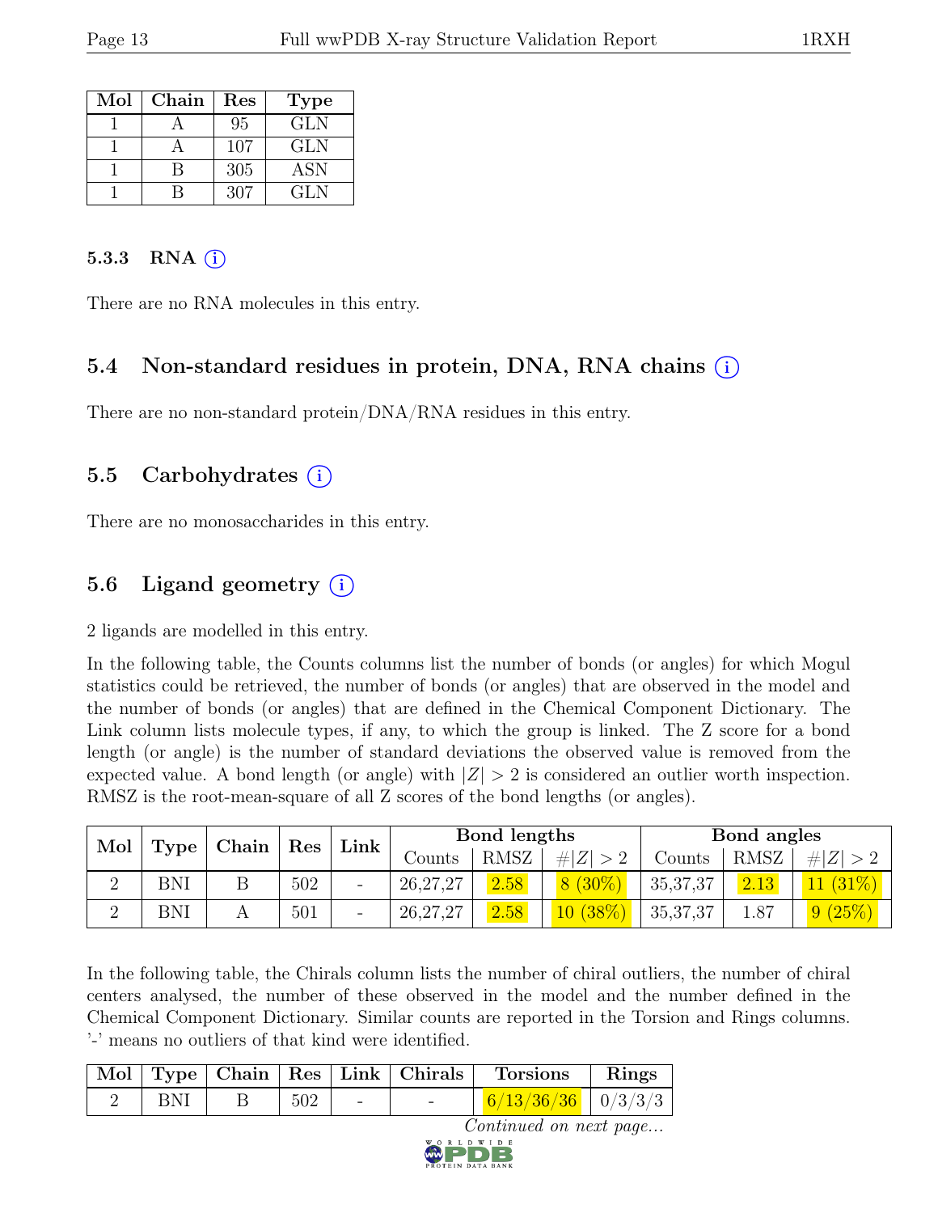| Mol | Chain | Res | Type |
|---|---|---|---|
| 1 | A | 95 | GLN |
| 1 | A | 107 | GLN |
| 1 | B | 305 | ASN |
| 1 | B | 307 | GLN |

### 5.3.3 RNA (i)

There are no RNA molecules in this entry.

## 5.4 Non-standard residues in protein, DNA, RNA chains (i)

There are no non-standard protein/DNA/RNA residues in this entry.

## 5.5 Carbohydrates (i)

There are no monosaccharides in this entry.

## 5.6 Ligand geometry (i)

2 ligands are modelled in this entry.

In the following table, the Counts columns list the number of bonds (or angles) for which Mogul statistics could be retrieved, the number of bonds (or angles) that are observed in the model and the number of bonds (or angles) that are defined in the Chemical Component Dictionary. The Link column lists molecule types, if any, to which the group is linked. The Z score for a bond length (or angle) is the number of standard deviations the observed value is removed from the expected value. A bond length (or angle) with $|Z| > 2$ is considered an outlier worth inspection. RMSZ is the root-mean-square of all Z scores of the bond lengths (or angles).

| Mol | Type | Chain | Res | Link | Bond lengths | | | Bond angles | | |
|---|---|---|---|---|---|---|---|---|---|---|
| | | | | | Counts | RMSZ | $\#\|Z\| > 2$ | Counts | RMSZ | $\#\|Z\| > 2$ |
| 2 | BNI | B | 502 | - | 26,27,27 | 2.58 | 8 (30%) | 35,37,37 | 2.13 | 11 (31%) |
| 2 | BNI | A | 501 | - | 26,27,27 | 2.58 | 10 (38%) | 35,37,37 | 1.87 | 9 (25%) |

In the following table, the Chirals column lists the number of chiral outliers, the number of chiral centers analysed, the number of these observed in the model and the number defined in the Chemical Component Dictionary. Similar counts are reported in the Torsion and Rings columns. '-' means no outliers of that kind were identified.

| Mol | Type | Chain | Res | Link | Chirals | Torsions | Rings |
|---|---|---|---|---|---|---|---|
| 2 | BNI | B | 502 | - | - | 6/13/36/36 | 0/3/3/3 |

*Continued on next page...*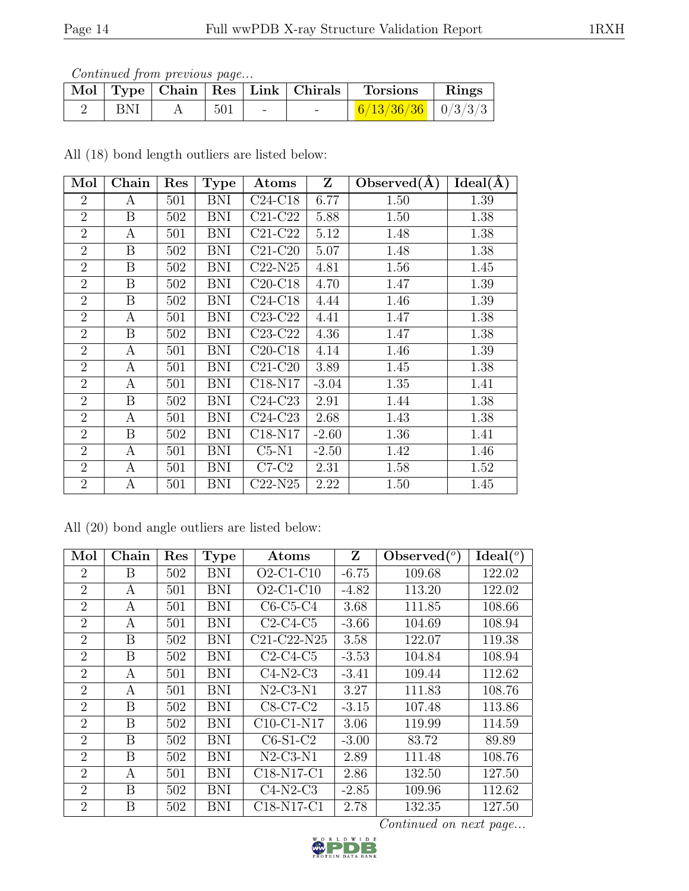*Continued from previous page...*

| Mol | Type | Chain | Res | Link | Chirals | Torsions | Rings |
|---|---|---|---|---|---|---|---|
| 2 | BNI | A | 501 | - | - | 6/13/36/36 | 0/3/3/3 |

All (18) bond length outliers are listed below:

| Mol | Chain | Res | Type | Atoms | Z | Observed(Å) | Ideal(Å) |
|---|---|---|---|---|---|---|---|
| 2 | A | 501 | BNI | C24-C18 | 6.77 | 1.50 | 1.39 |
| 2 | B | 502 | BNI | C21-C22 | 5.88 | 1.50 | 1.38 |
| 2 | A | 501 | BNI | C21-C22 | 5.12 | 1.48 | 1.38 |
| 2 | B | 502 | BNI | C21-C20 | 5.07 | 1.48 | 1.38 |
| 2 | B | 502 | BNI | C22-N25 | 4.81 | 1.56 | 1.45 |
| 2 | B | 502 | BNI | C20-C18 | 4.70 | 1.47 | 1.39 |
| 2 | B | 502 | BNI | C24-C18 | 4.44 | 1.46 | 1.39 |
| 2 | A | 501 | BNI | C23-C22 | 4.41 | 1.47 | 1.38 |
| 2 | B | 502 | BNI | C23-C22 | 4.36 | 1.47 | 1.38 |
| 2 | A | 501 | BNI | C20-C18 | 4.14 | 1.46 | 1.39 |
| 2 | A | 501 | BNI | C21-C20 | 3.89 | 1.45 | 1.38 |
| 2 | A | 501 | BNI | C18-N17 | -3.04 | 1.35 | 1.41 |
| 2 | B | 502 | BNI | C24-C23 | 2.91 | 1.44 | 1.38 |
| 2 | A | 501 | BNI | C24-C23 | 2.68 | 1.43 | 1.38 |
| 2 | B | 502 | BNI | C18-N17 | -2.60 | 1.36 | 1.41 |
| 2 | A | 501 | BNI | C5-N1 | -2.50 | 1.42 | 1.46 |
| 2 | A | 501 | BNI | C7-C2 | 2.31 | 1.58 | 1.52 |
| 2 | A | 501 | BNI | C22-N25 | 2.22 | 1.50 | 1.45 |

All (20) bond angle outliers are listed below:

| Mol | Chain | Res | Type | Atoms | Z | Observed(°) | Ideal(°) |
|---|---|---|---|---|---|---|---|
| 2 | B | 502 | BNI | O2-C1-C10 | -6.75 | 109.68 | 122.02 |
| 2 | A | 501 | BNI | O2-C1-C10 | -4.82 | 113.20 | 122.02 |
| 2 | A | 501 | BNI | C6-C5-C4 | 3.68 | 111.85 | 108.66 |
| 2 | A | 501 | BNI | C2-C4-C5 | -3.66 | 104.69 | 108.94 |
| 2 | B | 502 | BNI | C21-C22-N25 | 3.58 | 122.07 | 119.38 |
| 2 | B | 502 | BNI | C2-C4-C5 | -3.53 | 104.84 | 108.94 |
| 2 | A | 501 | BNI | C4-N2-C3 | -3.41 | 109.44 | 112.62 |
| 2 | A | 501 | BNI | N2-C3-N1 | 3.27 | 111.83 | 108.76 |
| 2 | B | 502 | BNI | C8-C7-C2 | -3.15 | 107.48 | 113.86 |
| 2 | B | 502 | BNI | C10-C1-N17 | 3.06 | 119.99 | 114.59 |
| 2 | B | 502 | BNI | C6-S1-C2 | -3.00 | 83.72 | 89.89 |
| 2 | B | 502 | BNI | N2-C3-N1 | 2.89 | 111.48 | 108.76 |
| 2 | A | 501 | BNI | C18-N17-C1 | 2.86 | 132.50 | 127.50 |
| 2 | B | 502 | BNI | C4-N2-C3 | -2.85 | 109.96 | 112.62 |
| 2 | B | 502 | BNI | C18-N17-C1 | 2.78 | 132.35 | 127.50 |

*Continued on next page...*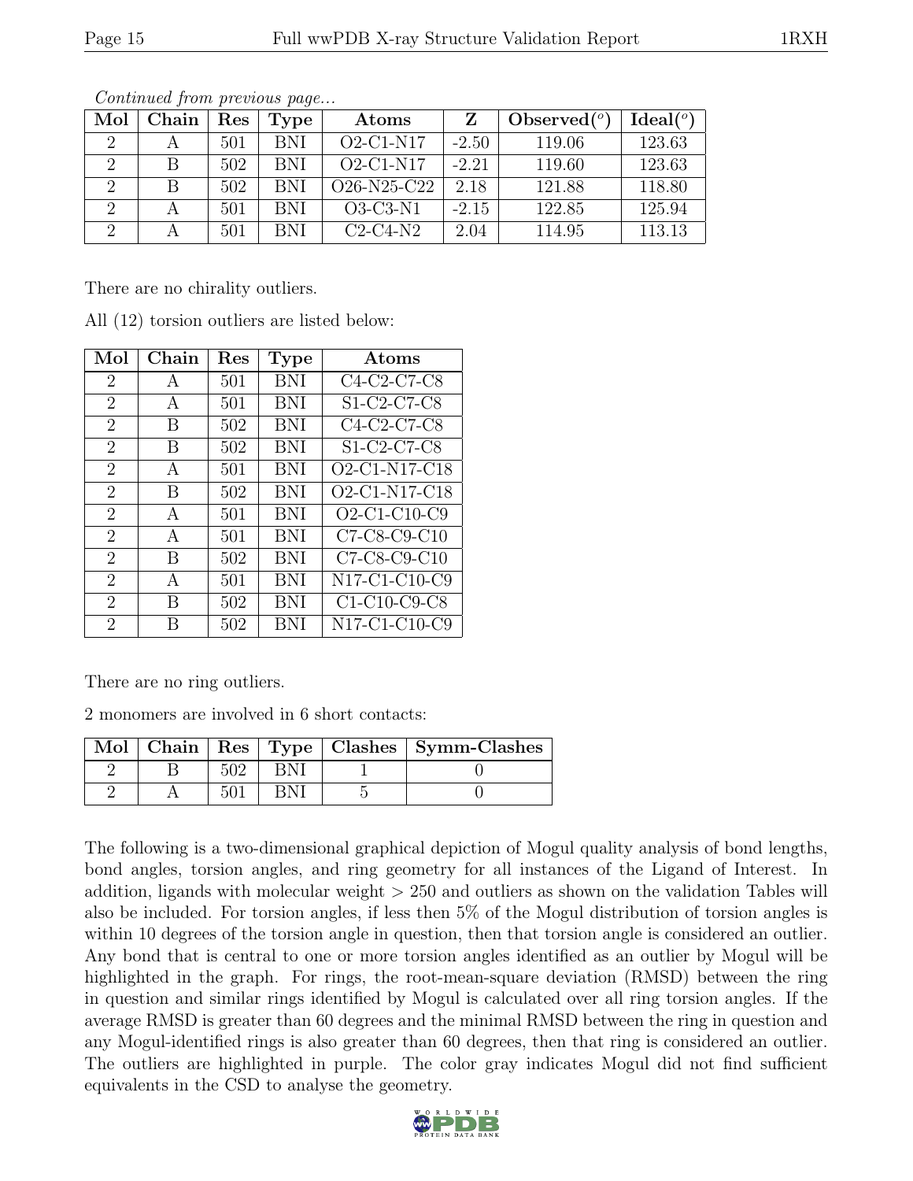*Continued from previous page...*

| Mol | Chain | Res | Type | Atoms | Z | Observed(°) | Ideal(°) |
|---|---|---|---|---|---|---|---|
| 2 | A | 501 | BNI | O2-C1-N17 | -2.50 | 119.06 | 123.63 |
| 2 | B | 502 | BNI | O2-C1-N17 | -2.21 | 119.60 | 123.63 |
| 2 | B | 502 | BNI | O26-N25-C22 | 2.18 | 121.88 | 118.80 |
| 2 | A | 501 | BNI | O3-C3-N1 | -2.15 | 122.85 | 125.94 |
| 2 | A | 501 | BNI | C2-C4-N2 | 2.04 | 114.95 | 113.13 |

There are no chirality outliers.

All (12) torsion outliers are listed below:

| Mol | Chain | Res | Type | Atoms |
|---|---|---|---|---|
| 2 | A | 501 | BNI | C4-C2-C7-C8 |
| 2 | A | 501 | BNI | S1-C2-C7-C8 |
| 2 | B | 502 | BNI | C4-C2-C7-C8 |
| 2 | B | 502 | BNI | S1-C2-C7-C8 |
| 2 | A | 501 | BNI | O2-C1-N17-C18 |
| 2 | B | 502 | BNI | O2-C1-N17-C18 |
| 2 | A | 501 | BNI | O2-C1-C10-C9 |
| 2 | A | 501 | BNI | C7-C8-C9-C10 |
| 2 | B | 502 | BNI | C7-C8-C9-C10 |
| 2 | A | 501 | BNI | N17-C1-C10-C9 |
| 2 | B | 502 | BNI | C1-C10-C9-C8 |
| 2 | B | 502 | BNI | N17-C1-C10-C9 |

There are no ring outliers.

2 monomers are involved in 6 short contacts:

| Mol | Chain | Res | Type | Clashes | Symm-Clashes |
|---|---|---|---|---|---|
| 2 | B | 502 | BNI | 1 | 0 |
| 2 | A | 501 | BNI | 5 | 0 |

The following is a two-dimensional graphical depiction of Mogul quality analysis of bond lengths, bond angles, torsion angles, and ring geometry for all instances of the Ligand of Interest. In addition, ligands with molecular weight > 250 and outliers as shown on the validation Tables will also be included. For torsion angles, if less then 5% of the Mogul distribution of torsion angles is within 10 degrees of the torsion angle in question, then that torsion angle is considered an outlier. Any bond that is central to one or more torsion angles identified as an outlier by Mogul will be highlighted in the graph. For rings, the root-mean-square deviation (RMSD) between the ring in question and similar rings identified by Mogul is calculated over all ring torsion angles. If the average RMSD is greater than 60 degrees and the minimal RMSD between the ring in question and any Mogul-identified rings is also greater than 60 degrees, then that ring is considered an outlier. The outliers are highlighted in purple. The color gray indicates Mogul did not find sufficient equivalents in the CSD to analyse the geometry.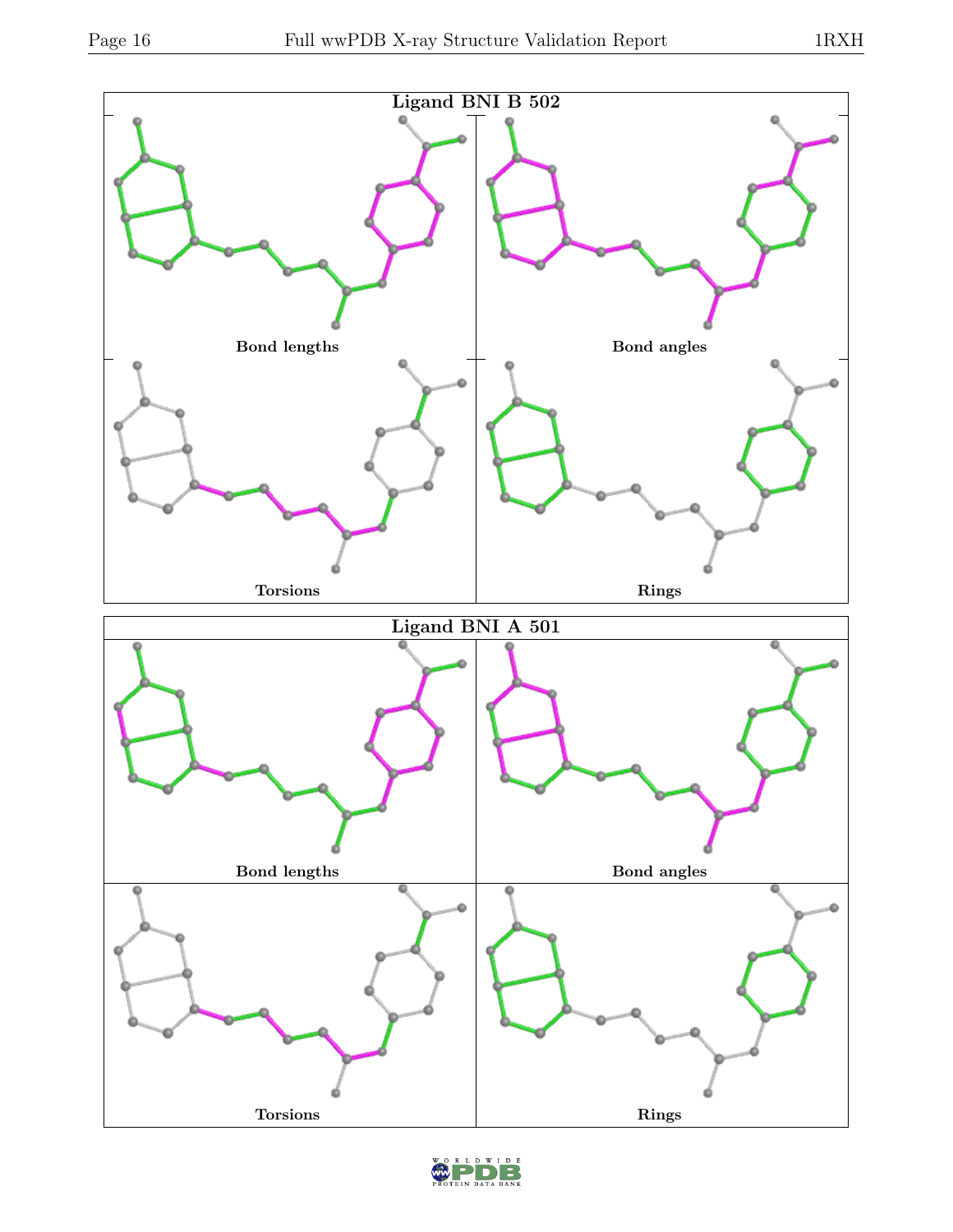Ligand BNI B 502

Bond lengths

Bond angles

Torsions

Rings

Ligand BNI A 501

Bond lengths

Bond angles

Torsions

Rings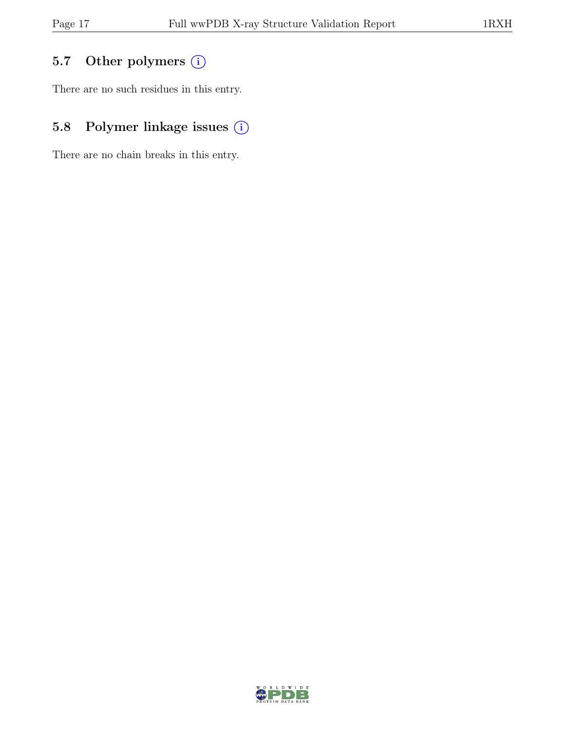## 5.7 Other polymers (i)

There are no such residues in this entry.

## 5.8 Polymer linkage issues (i)

There are no chain breaks in this entry.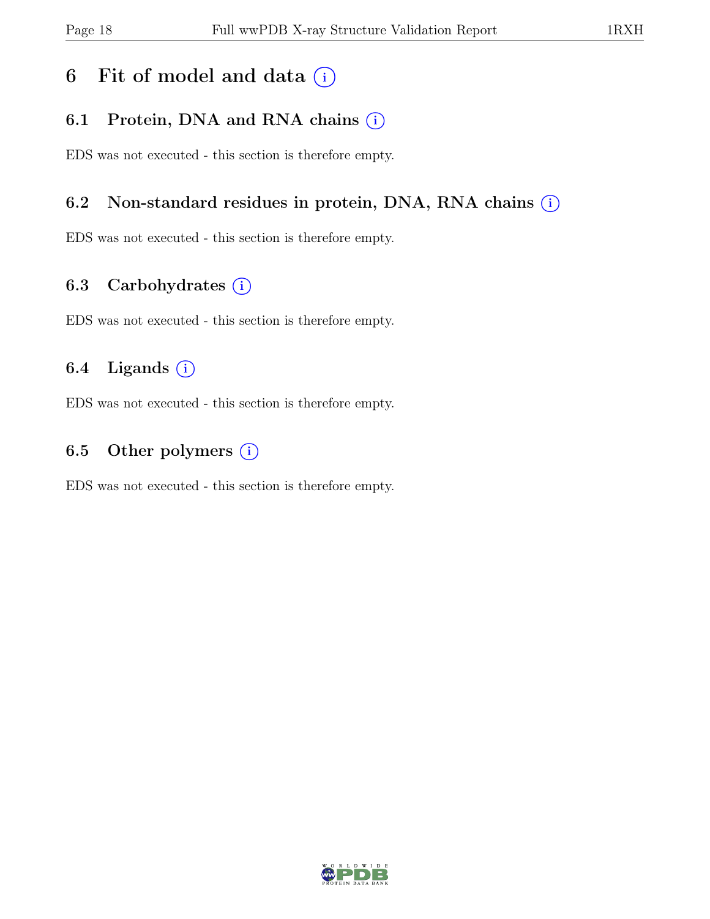# 6 Fit of model and data

## 6.1 Protein, DNA and RNA chains

EDS was not executed - this section is therefore empty.

## 6.2 Non-standard residues in protein, DNA, RNA chains

EDS was not executed - this section is therefore empty.

## 6.3 Carbohydrates

EDS was not executed - this section is therefore empty.

## 6.4 Ligands

EDS was not executed - this section is therefore empty.

## 6.5 Other polymers

EDS was not executed - this section is therefore empty.